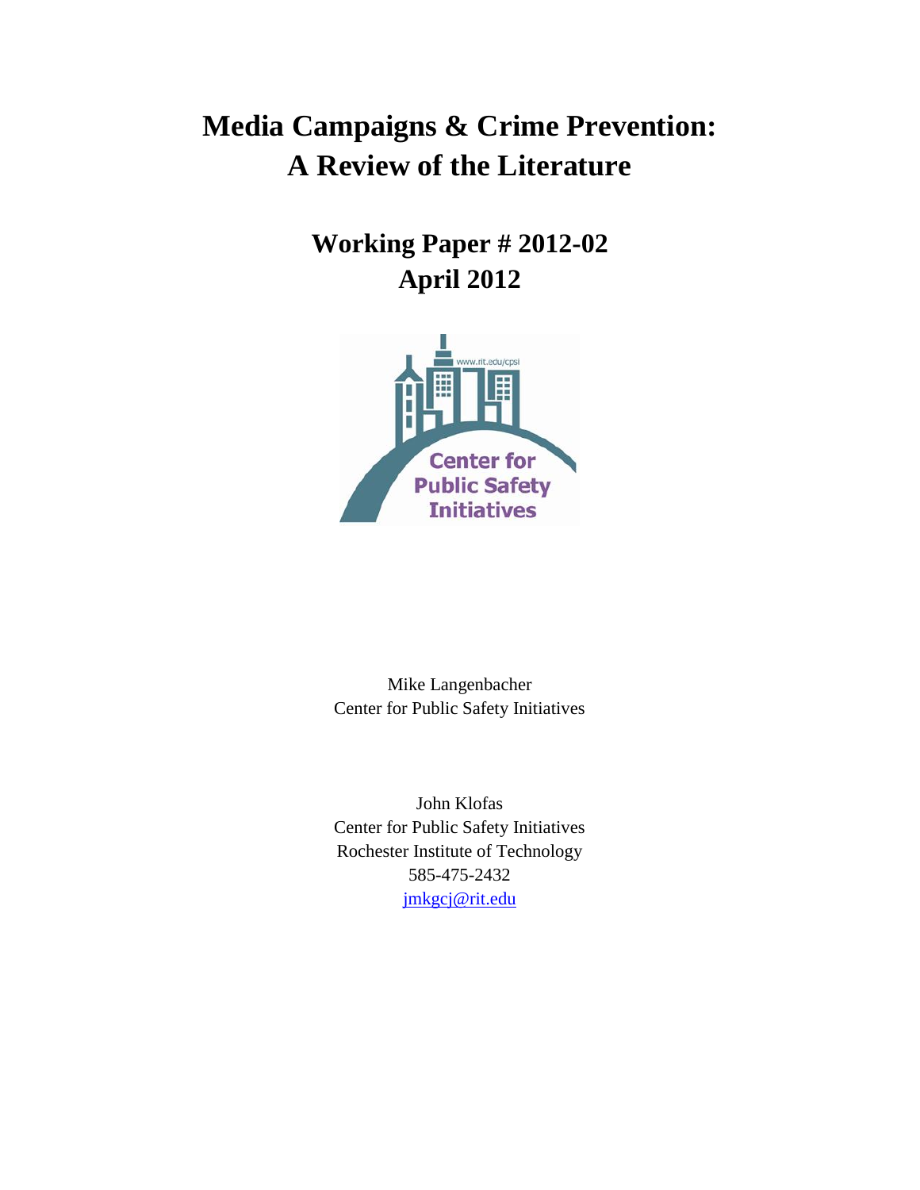# Media Campaigns & Crime Prevention: A Review of the Literature

## Working Paper # 2012-02
## April 2012

Mike Langenbacher
Center for Public Safety Initiatives

John Klofas
Center for Public Safety Initiatives
Rochester Institute of Technology
585-475-2432
jmkgcj@rit.edu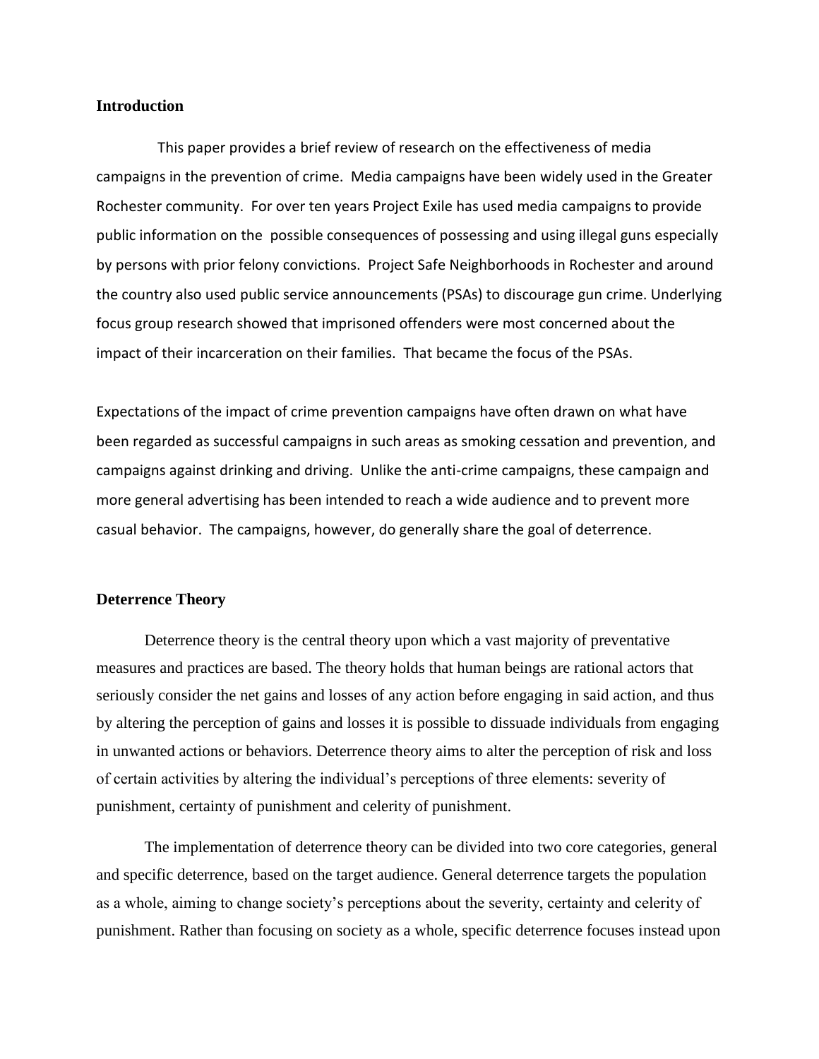## Introduction

This paper provides a brief review of research on the effectiveness of media campaigns in the prevention of crime. Media campaigns have been widely used in the Greater Rochester community. For over ten years Project Exile has used media campaigns to provide public information on the possible consequences of possessing and using illegal guns especially by persons with prior felony convictions. Project Safe Neighborhoods in Rochester and around the country also used public service announcements (PSAs) to discourage gun crime. Underlying focus group research showed that imprisoned offenders were most concerned about the impact of their incarceration on their families. That became the focus of the PSAs.

Expectations of the impact of crime prevention campaigns have often drawn on what have been regarded as successful campaigns in such areas as smoking cessation and prevention, and campaigns against drinking and driving. Unlike the anti-crime campaigns, these campaign and more general advertising has been intended to reach a wide audience and to prevent more casual behavior. The campaigns, however, do generally share the goal of deterrence.

## Deterrence Theory

Deterrence theory is the central theory upon which a vast majority of preventative measures and practices are based. The theory holds that human beings are rational actors that seriously consider the net gains and losses of any action before engaging in said action, and thus by altering the perception of gains and losses it is possible to dissuade individuals from engaging in unwanted actions or behaviors. Deterrence theory aims to alter the perception of risk and loss of certain activities by altering the individual's perceptions of three elements: severity of punishment, certainty of punishment and celerity of punishment.

The implementation of deterrence theory can be divided into two core categories, general and specific deterrence, based on the target audience. General deterrence targets the population as a whole, aiming to change society's perceptions about the severity, certainty and celerity of punishment. Rather than focusing on society as a whole, specific deterrence focuses instead upon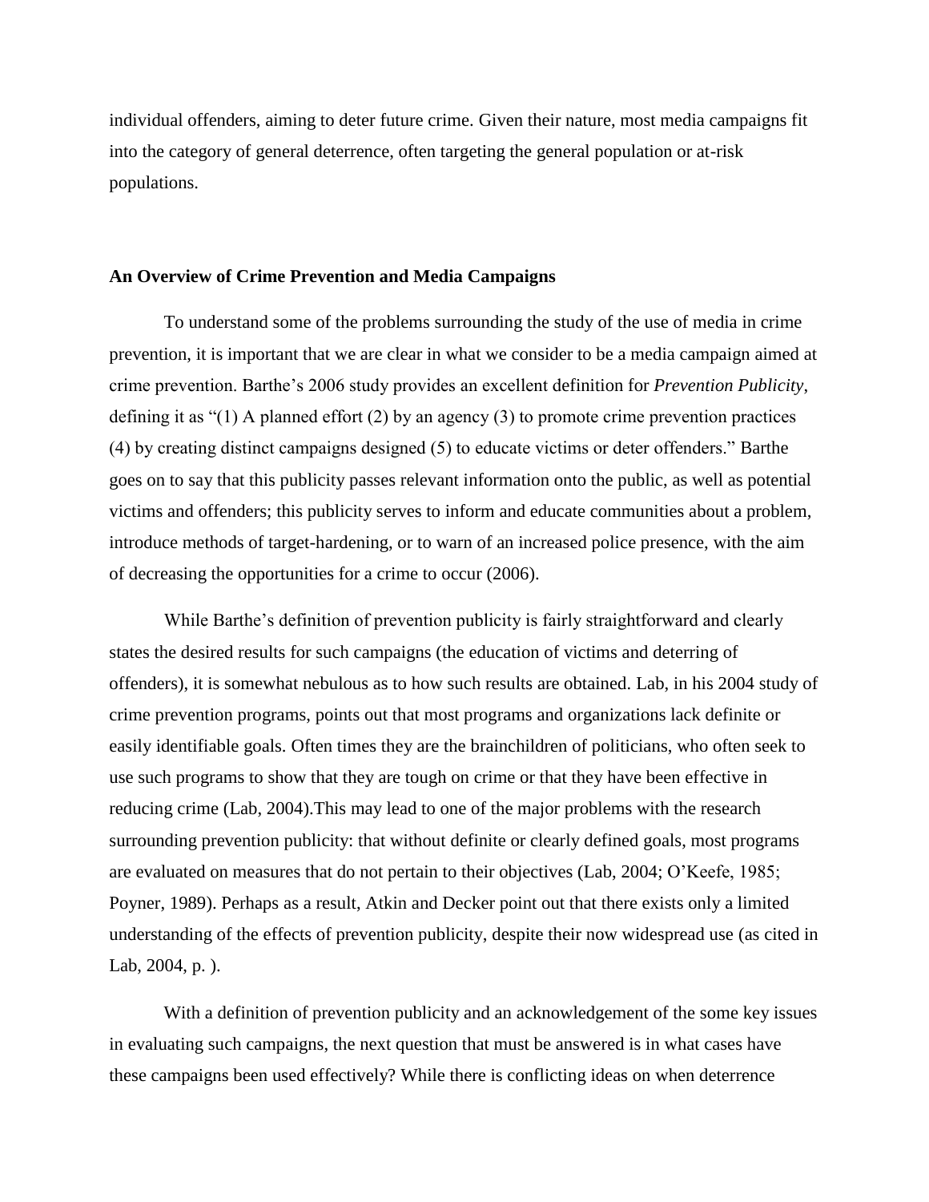individual offenders, aiming to deter future crime. Given their nature, most media campaigns fit into the category of general deterrence, often targeting the general population or at-risk populations.

**An Overview of Crime Prevention and Media Campaigns**

To understand some of the problems surrounding the study of the use of media in crime prevention, it is important that we are clear in what we consider to be a media campaign aimed at crime prevention. Barthe's 2006 study provides an excellent definition for *Prevention Publicity*, defining it as "(1) A planned effort (2) by an agency (3) to promote crime prevention practices (4) by creating distinct campaigns designed (5) to educate victims or deter offenders." Barthe goes on to say that this publicity passes relevant information onto the public, as well as potential victims and offenders; this publicity serves to inform and educate communities about a problem, introduce methods of target-hardening, or to warn of an increased police presence, with the aim of decreasing the opportunities for a crime to occur (2006).

While Barthe's definition of prevention publicity is fairly straightforward and clearly states the desired results for such campaigns (the education of victims and deterring of offenders), it is somewhat nebulous as to how such results are obtained. Lab, in his 2004 study of crime prevention programs, points out that most programs and organizations lack definite or easily identifiable goals. Often times they are the brainchildren of politicians, who often seek to use such programs to show that they are tough on crime or that they have been effective in reducing crime (Lab, 2004).This may lead to one of the major problems with the research surrounding prevention publicity: that without definite or clearly defined goals, most programs are evaluated on measures that do not pertain to their objectives (Lab, 2004; O'Keefe, 1985; Poyner, 1989). Perhaps as a result, Atkin and Decker point out that there exists only a limited understanding of the effects of prevention publicity, despite their now widespread use (as cited in Lab, 2004, p. ).

With a definition of prevention publicity and an acknowledgement of the some key issues in evaluating such campaigns, the next question that must be answered is in what cases have these campaigns been used effectively? While there is conflicting ideas on when deterrence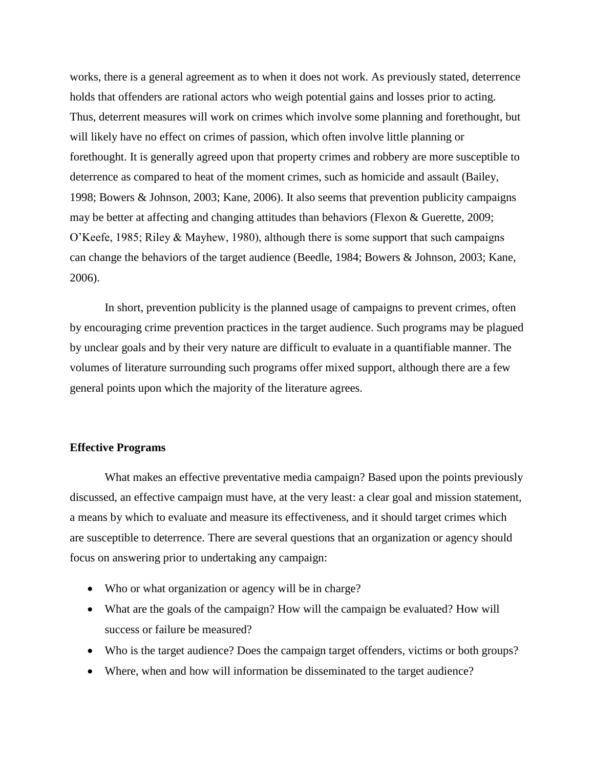works, there is a general agreement as to when it does not work. As previously stated, deterrence holds that offenders are rational actors who weigh potential gains and losses prior to acting. Thus, deterrent measures will work on crimes which involve some planning and forethought, but will likely have no effect on crimes of passion, which often involve little planning or forethought. It is generally agreed upon that property crimes and robbery are more susceptible to deterrence as compared to heat of the moment crimes, such as homicide and assault (Bailey, 1998; Bowers & Johnson, 2003; Kane, 2006). It also seems that prevention publicity campaigns may be better at affecting and changing attitudes than behaviors (Flexon & Guerette, 2009; O'Keefe, 1985; Riley & Mayhew, 1980), although there is some support that such campaigns can change the behaviors of the target audience (Beedle, 1984; Bowers & Johnson, 2003; Kane, 2006).

In short, prevention publicity is the planned usage of campaigns to prevent crimes, often by encouraging crime prevention practices in the target audience. Such programs may be plagued by unclear goals and by their very nature are difficult to evaluate in a quantifiable manner. The volumes of literature surrounding such programs offer mixed support, although there are a few general points upon which the majority of the literature agrees.

**Effective Programs**

What makes an effective preventative media campaign? Based upon the points previously discussed, an effective campaign must have, at the very least: a clear goal and mission statement, a means by which to evaluate and measure its effectiveness, and it should target crimes which are susceptible to deterrence. There are several questions that an organization or agency should focus on answering prior to undertaking any campaign:

- Who or what organization or agency will be in charge?
- What are the goals of the campaign? How will the campaign be evaluated? How will success or failure be measured?
- Who is the target audience? Does the campaign target offenders, victims or both groups?
- Where, when and how will information be disseminated to the target audience?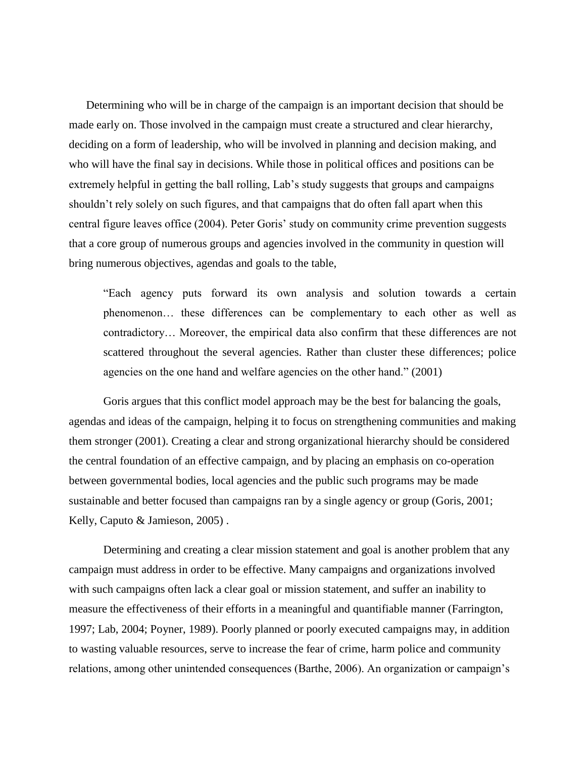Determining who will be in charge of the campaign is an important decision that should be made early on. Those involved in the campaign must create a structured and clear hierarchy, deciding on a form of leadership, who will be involved in planning and decision making, and who will have the final say in decisions. While those in political offices and positions can be extremely helpful in getting the ball rolling, Lab's study suggests that groups and campaigns shouldn't rely solely on such figures, and that campaigns that do often fall apart when this central figure leaves office (2004). Peter Goris' study on community crime prevention suggests that a core group of numerous groups and agencies involved in the community in question will bring numerous objectives, agendas and goals to the table,

> "Each agency puts forward its own analysis and solution towards a certain phenomenon… these differences can be complementary to each other as well as contradictory… Moreover, the empirical data also confirm that these differences are not scattered throughout the several agencies. Rather than cluster these differences; police agencies on the one hand and welfare agencies on the other hand." (2001)

Goris argues that this conflict model approach may be the best for balancing the goals, agendas and ideas of the campaign, helping it to focus on strengthening communities and making them stronger (2001). Creating a clear and strong organizational hierarchy should be considered the central foundation of an effective campaign, and by placing an emphasis on co-operation between governmental bodies, local agencies and the public such programs may be made sustainable and better focused than campaigns ran by a single agency or group (Goris, 2001; Kelly, Caputo & Jamieson, 2005) .

Determining and creating a clear mission statement and goal is another problem that any campaign must address in order to be effective. Many campaigns and organizations involved with such campaigns often lack a clear goal or mission statement, and suffer an inability to measure the effectiveness of their efforts in a meaningful and quantifiable manner (Farrington, 1997; Lab, 2004; Poyner, 1989). Poorly planned or poorly executed campaigns may, in addition to wasting valuable resources, serve to increase the fear of crime, harm police and community relations, among other unintended consequences (Barthe, 2006). An organization or campaign's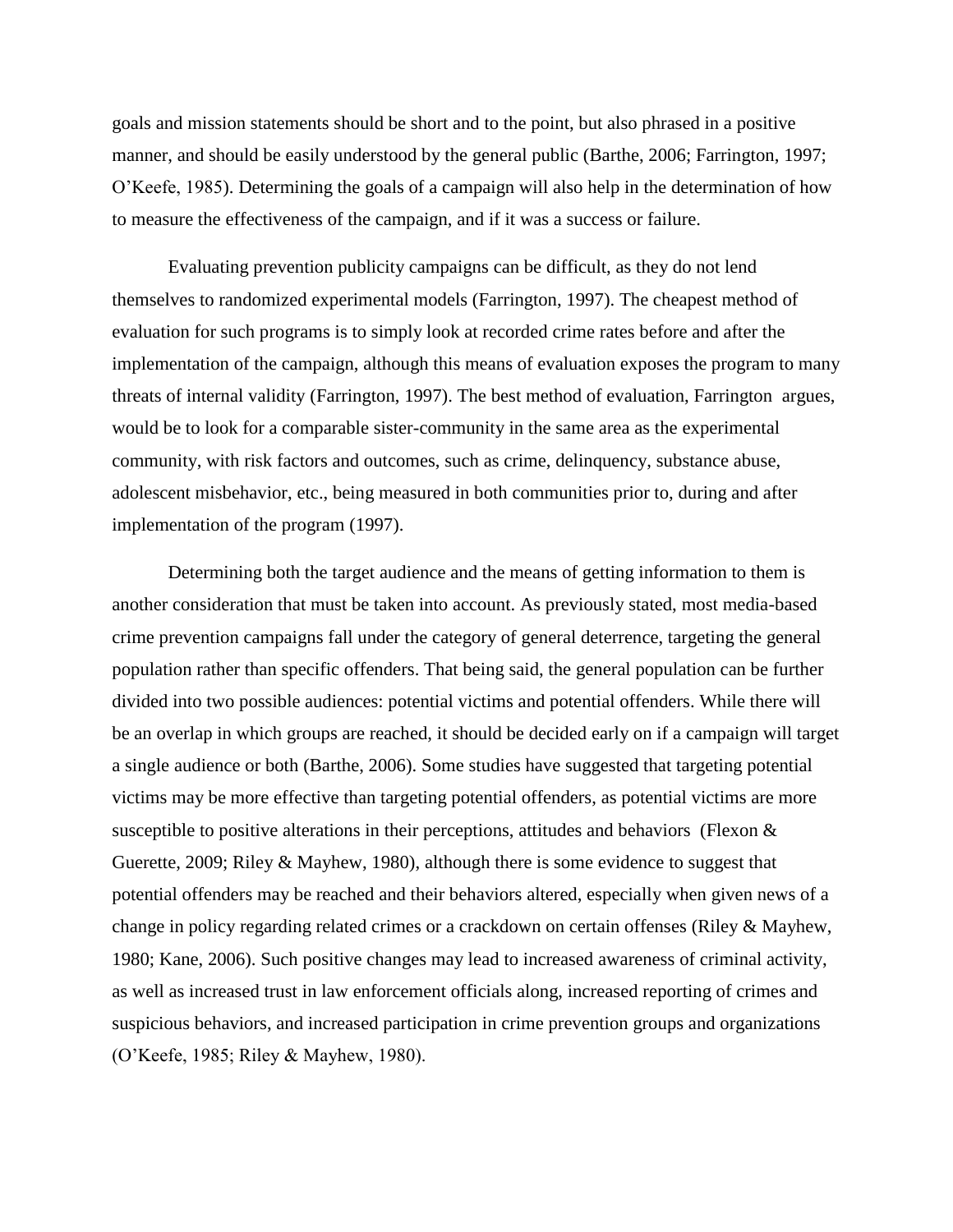goals and mission statements should be short and to the point, but also phrased in a positive manner, and should be easily understood by the general public (Barthe, 2006; Farrington, 1997; O'Keefe, 1985). Determining the goals of a campaign will also help in the determination of how to measure the effectiveness of the campaign, and if it was a success or failure.

Evaluating prevention publicity campaigns can be difficult, as they do not lend themselves to randomized experimental models (Farrington, 1997). The cheapest method of evaluation for such programs is to simply look at recorded crime rates before and after the implementation of the campaign, although this means of evaluation exposes the program to many threats of internal validity (Farrington, 1997). The best method of evaluation, Farrington argues, would be to look for a comparable sister-community in the same area as the experimental community, with risk factors and outcomes, such as crime, delinquency, substance abuse, adolescent misbehavior, etc., being measured in both communities prior to, during and after implementation of the program (1997).

Determining both the target audience and the means of getting information to them is another consideration that must be taken into account. As previously stated, most media-based crime prevention campaigns fall under the category of general deterrence, targeting the general population rather than specific offenders. That being said, the general population can be further divided into two possible audiences: potential victims and potential offenders. While there will be an overlap in which groups are reached, it should be decided early on if a campaign will target a single audience or both (Barthe, 2006). Some studies have suggested that targeting potential victims may be more effective than targeting potential offenders, as potential victims are more susceptible to positive alterations in their perceptions, attitudes and behaviors (Flexon & Guerette, 2009; Riley & Mayhew, 1980), although there is some evidence to suggest that potential offenders may be reached and their behaviors altered, especially when given news of a change in policy regarding related crimes or a crackdown on certain offenses (Riley & Mayhew, 1980; Kane, 2006). Such positive changes may lead to increased awareness of criminal activity, as well as increased trust in law enforcement officials along, increased reporting of crimes and suspicious behaviors, and increased participation in crime prevention groups and organizations (O'Keefe, 1985; Riley & Mayhew, 1980).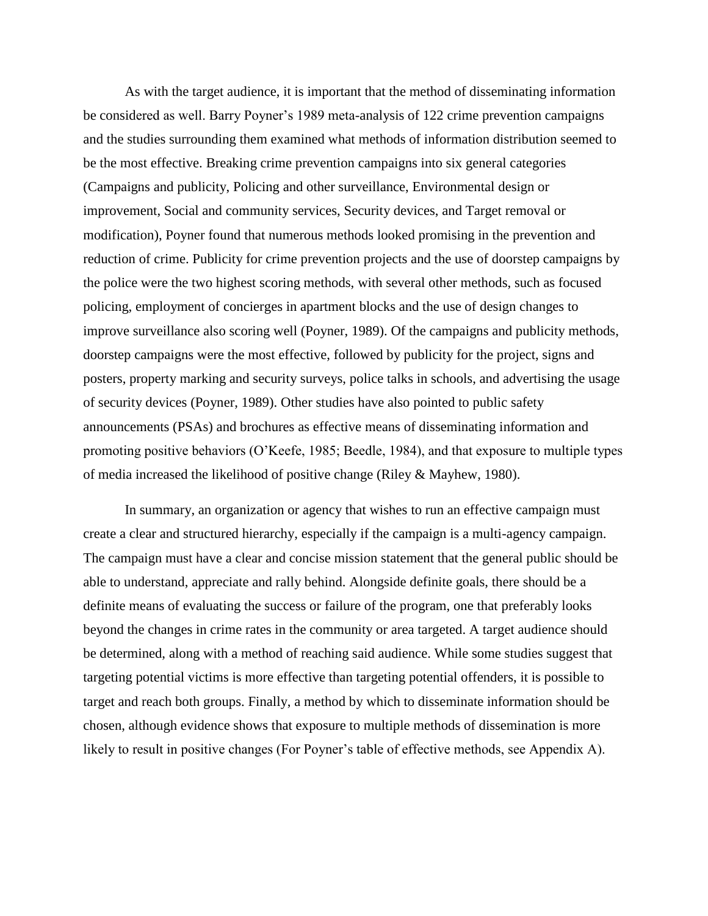As with the target audience, it is important that the method of disseminating information be considered as well. Barry Poyner's 1989 meta-analysis of 122 crime prevention campaigns and the studies surrounding them examined what methods of information distribution seemed to be the most effective. Breaking crime prevention campaigns into six general categories (Campaigns and publicity, Policing and other surveillance, Environmental design or improvement, Social and community services, Security devices, and Target removal or modification), Poyner found that numerous methods looked promising in the prevention and reduction of crime. Publicity for crime prevention projects and the use of doorstep campaigns by the police were the two highest scoring methods, with several other methods, such as focused policing, employment of concierges in apartment blocks and the use of design changes to improve surveillance also scoring well (Poyner, 1989). Of the campaigns and publicity methods, doorstep campaigns were the most effective, followed by publicity for the project, signs and posters, property marking and security surveys, police talks in schools, and advertising the usage of security devices (Poyner, 1989). Other studies have also pointed to public safety announcements (PSAs) and brochures as effective means of disseminating information and promoting positive behaviors (O'Keefe, 1985; Beedle, 1984), and that exposure to multiple types of media increased the likelihood of positive change (Riley & Mayhew, 1980).

In summary, an organization or agency that wishes to run an effective campaign must create a clear and structured hierarchy, especially if the campaign is a multi-agency campaign. The campaign must have a clear and concise mission statement that the general public should be able to understand, appreciate and rally behind. Alongside definite goals, there should be a definite means of evaluating the success or failure of the program, one that preferably looks beyond the changes in crime rates in the community or area targeted. A target audience should be determined, along with a method of reaching said audience. While some studies suggest that targeting potential victims is more effective than targeting potential offenders, it is possible to target and reach both groups. Finally, a method by which to disseminate information should be chosen, although evidence shows that exposure to multiple methods of dissemination is more likely to result in positive changes (For Poyner's table of effective methods, see Appendix A).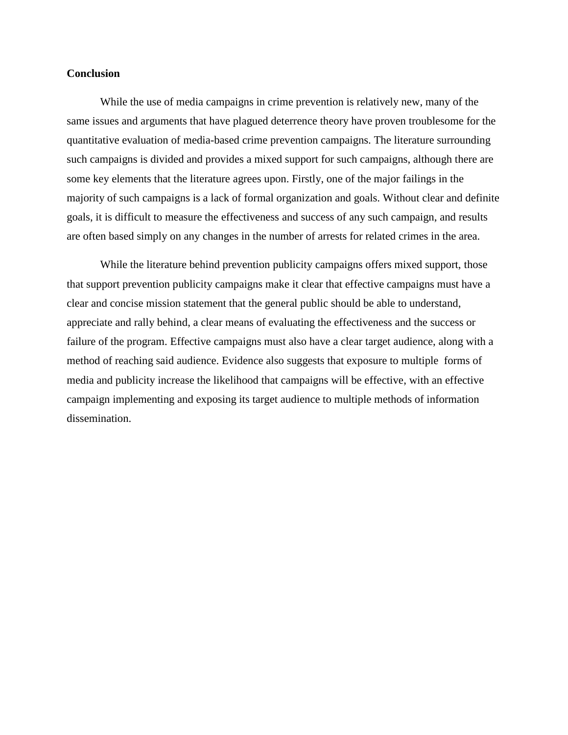**Conclusion**

While the use of media campaigns in crime prevention is relatively new, many of the same issues and arguments that have plagued deterrence theory have proven troublesome for the quantitative evaluation of media-based crime prevention campaigns. The literature surrounding such campaigns is divided and provides a mixed support for such campaigns, although there are some key elements that the literature agrees upon. Firstly, one of the major failings in the majority of such campaigns is a lack of formal organization and goals. Without clear and definite goals, it is difficult to measure the effectiveness and success of any such campaign, and results are often based simply on any changes in the number of arrests for related crimes in the area.

While the literature behind prevention publicity campaigns offers mixed support, those that support prevention publicity campaigns make it clear that effective campaigns must have a clear and concise mission statement that the general public should be able to understand, appreciate and rally behind, a clear means of evaluating the effectiveness and the success or failure of the program. Effective campaigns must also have a clear target audience, along with a method of reaching said audience. Evidence also suggests that exposure to multiple forms of media and publicity increase the likelihood that campaigns will be effective, with an effective campaign implementing and exposing its target audience to multiple methods of information dissemination.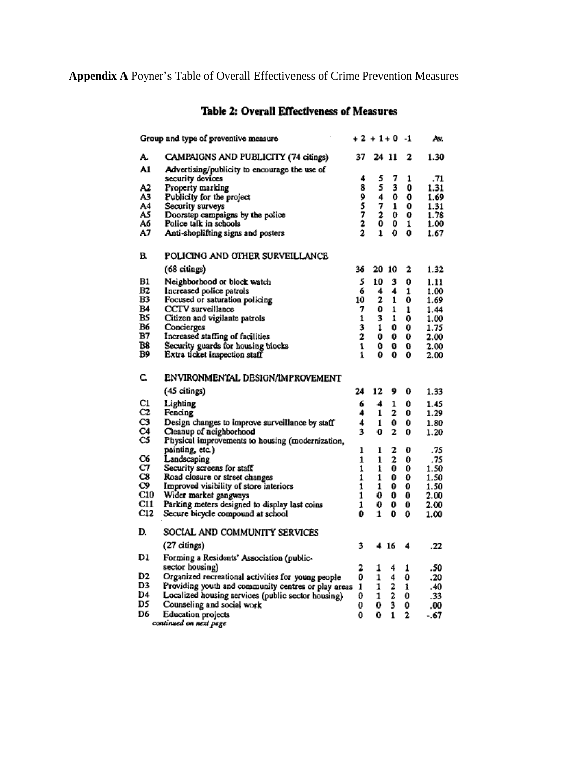**Appendix A** Poyner's Table of Overall Effectiveness of Crime Prevention Measures

## Table 2: Overall Effectiveness of Measures

| | Group and type of preventive measure | +2 | +1 | +0 | -1 | Av. |
|---|---|---|---|---|---|---|
| A. | CAMPAIGNS AND PUBLICITY (74 citings) | 37 | 24 | 11 | 2 | 1.30 |
| A1 | Advertising/publicity to encourage the use of security devices | 4 | 5 | 7 | 1 | .71 |
| A2 | Property marking | 8 | 5 | 3 | 0 | 1.31 |
| A3 | Publicity for the project | 9 | 4 | 0 | 0 | 1.69 |
| A4 | Security surveys | 5 | 7 | 1 | 0 | 1.31 |
| A5 | Doorstep campaigns by the police | 7 | 2 | 0 | 0 | 1.78 |
| A6 | Police talk in schools | 2 | 0 | 0 | 1 | 1.00 |
| A7 | Anti-shoplifting signs and posters | 2 | 1 | 0 | 0 | 1.67 |
| B. | POLICING AND OTHER SURVEILLANCE (68 citings) | 36 | 20 | 10 | 2 | 1.32 |
| B1 | Neighborhood or block watch | 5 | 10 | 3 | 0 | 1.11 |
| B2 | Increased police patrols | 6 | 4 | 4 | 1 | 1.00 |
| B3 | Focused or saturation policing | 10 | 2 | 1 | 0 | 1.69 |
| B4 | CCTV surveillance | 7 | 0 | 1 | 1 | 1.44 |
| B5 | Citizen and vigilante patrols | 1 | 3 | 1 | 0 | 1.00 |
| B6 | Concierges | 3 | 1 | 0 | 0 | 1.75 |
| B7 | Increased staffing of facilities | 2 | 0 | 0 | 0 | 2.00 |
| B8 | Security guards for housing blocks | 1 | 0 | 0 | 0 | 2.00 |
| B9 | Extra ticket inspection staff | 1 | 0 | 0 | 0 | 2.00 |
| C. | ENVIRONMENTAL DESIGN/IMPROVEMENT (45 citings) | 24 | 12 | 9 | 0 | 1.33 |
| C1 | Lighting | 6 | 4 | 1 | 0 | 1.45 |
| C2 | Fencing | 4 | 1 | 2 | 0 | 1.29 |
| C3 | Design changes to improve surveillance by staff | 4 | 1 | 0 | 0 | 1.80 |
| C4 | Cleanup of neighborhood | 3 | 0 | 2 | 0 | 1.20 |
| C5 | Physical improvements to housing (modernization, painting, etc.) | 1 | 1 | 2 | 0 | .75 |
| C6 | Landscaping | 1 | 1 | 2 | 0 | .75 |
| C7 | Security screens for staff | 1 | 1 | 0 | 0 | 1.50 |
| C8 | Road closure or street changes | 1 | 1 | 0 | 0 | 1.50 |
| C9 | Improved visibility of store interiors | 1 | 1 | 0 | 0 | 1.50 |
| C10 | Wider market gangways | 1 | 0 | 0 | 0 | 2.00 |
| C11 | Parking meters designed to display last coins | 1 | 0 | 0 | 0 | 2.00 |
| C12 | Secure bicycle compound at school | 0 | 1 | 0 | 0 | 1.00 |
| D. | SOCIAL AND COMMUNITY SERVICES (27 citings) | 3 | 4 | 16 | 4 | .22 |
| D1 | Forming a Residents' Association (public-sector housing) | 2 | 1 | 4 | 1 | .50 |
| D2 | Organized recreational activities for young people | 0 | 1 | 4 | 0 | .20 |
| D3 | Providing youth and community centres or play areas | 1 | 1 | 2 | 1 | .40 |
| D4 | Localized housing services (public sector housing) | 0 | 1 | 2 | 0 | .33 |
| D5 | Counseling and social work | 0 | 0 | 3 | 0 | .00 |
| D6 | Education projects | 0 | 0 | 1 | 2 | -.67 |

*continued on next page*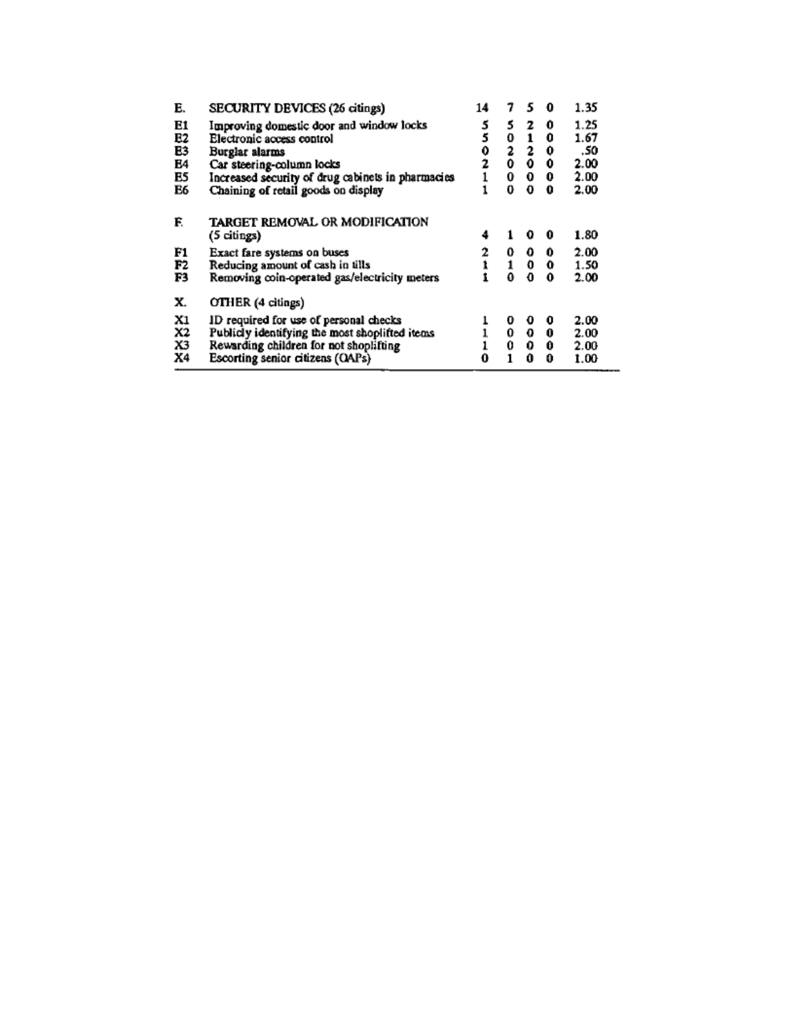| | | | | | | |
|---|---|---|---|---|---|---|
| E. | SECURITY DEVICES (26 citings) | 14 | 7 | 5 | 0 | 1.35 |
| E1 | Improving domestic door and window locks | 5 | 5 | 2 | 0 | 1.25 |
| E2 | Electronic access control | 5 | 0 | 1 | 0 | 1.67 |
| E3 | Burglar alarms | 0 | 2 | 2 | 0 | .50 |
| E4 | Car steering-column locks | 2 | 0 | 0 | 0 | 2.00 |
| E5 | Increased security of drug cabinets in pharmacies | 1 | 0 | 0 | 0 | 2.00 |
| E6 | Chaining of retail goods on display | 1 | 0 | 0 | 0 | 2.00 |
| F. | TARGET REMOVAL OR MODIFICATION (5 citings) | 4 | 1 | 0 | 0 | 1.80 |
| F1 | Exact fare systems on buses | 2 | 0 | 0 | 0 | 2.00 |
| F2 | Reducing amount of cash in tills | 1 | 1 | 0 | 0 | 1.50 |
| F3 | Removing coin-operated gas/electricity meters | 1 | 0 | 0 | 0 | 2.00 |
| X. | OTHER (4 citings) | | | | | |
| X1 | ID required for use of personal checks | 1 | 0 | 0 | 0 | 2.00 |
| X2 | Publicly identifying the most shoplifted items | 1 | 0 | 0 | 0 | 2.00 |
| X3 | Rewarding children for not shoplifting | 1 | 0 | 0 | 0 | 2.00 |
| X4 | Escorting senior citizens (OAPs) | 0 | 1 | 0 | 0 | 1.00 |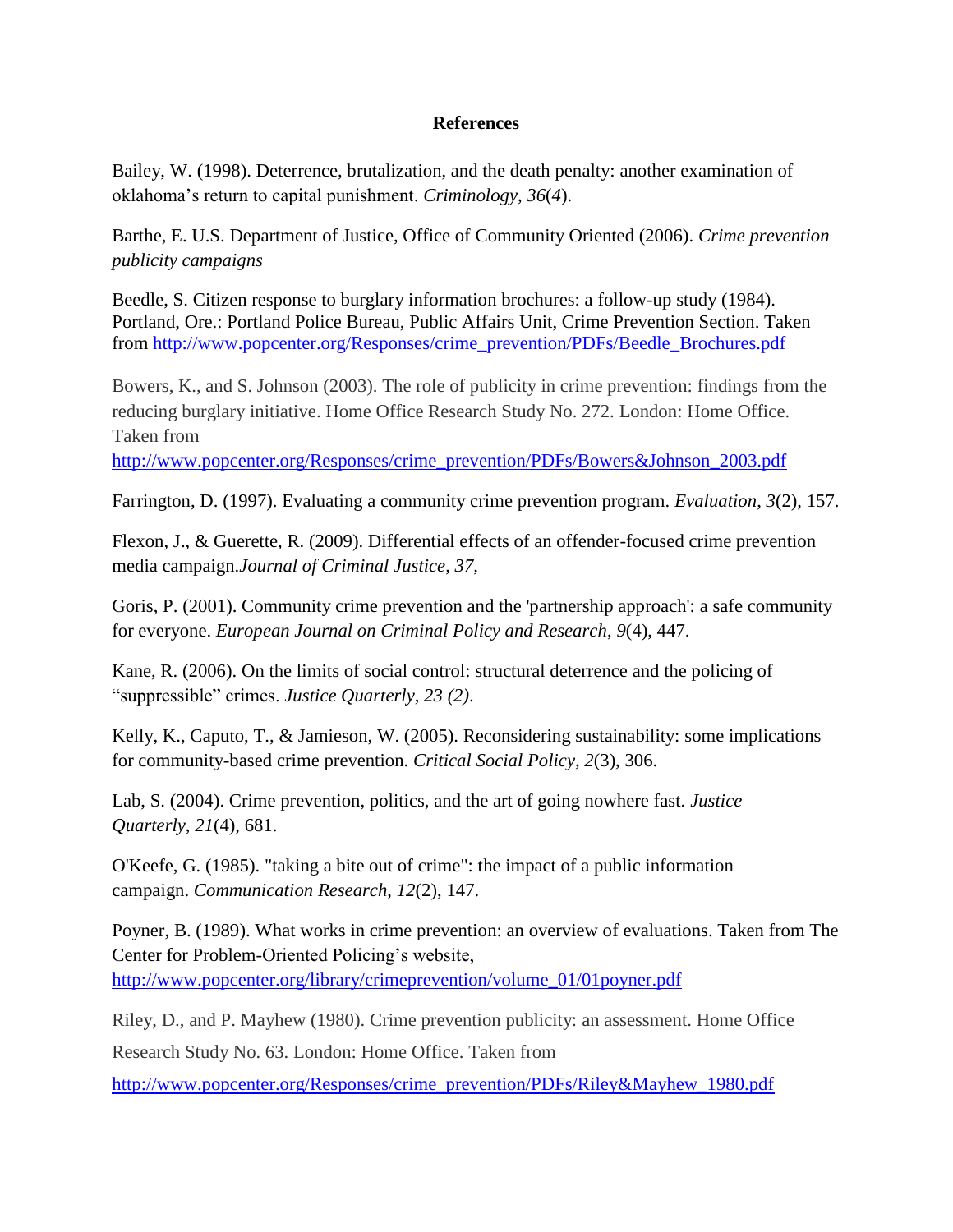# References

Bailey, W. (1998). Deterrence, brutalization, and the death penalty: another examination of oklahoma's return to capital punishment. *Criminology*, *36*(*4*).

Barthe, E. U.S. Department of Justice, Office of Community Oriented (2006). *Crime prevention publicity campaigns*

Beedle, S. Citizen response to burglary information brochures: a follow-up study (1984). Portland, Ore.: Portland Police Bureau, Public Affairs Unit, Crime Prevention Section. Taken from http://www.popcenter.org/Responses/crime_prevention/PDFs/Beedle_Brochures.pdf

Bowers, K., and S. Johnson (2003). The role of publicity in crime prevention: findings from the reducing burglary initiative. Home Office Research Study No. 272. London: Home Office. Taken from http://www.popcenter.org/Responses/crime_prevention/PDFs/Bowers&Johnson_2003.pdf

Farrington, D. (1997). Evaluating a community crime prevention program. *Evaluation*, *3*(2), 157.

Flexon, J., & Guerette, R. (2009). Differential effects of an offender-focused crime prevention media campaign.*Journal of Criminal Justice*, *37*,

Goris, P. (2001). Community crime prevention and the 'partnership approach': a safe community for everyone. *European Journal on Criminal Policy and Research*, *9*(4), 447.

Kane, R. (2006). On the limits of social control: structural deterrence and the policing of "suppressible" crimes. *Justice Quarterly*, *23 (2)*.

Kelly, K., Caputo, T., & Jamieson, W. (2005). Reconsidering sustainability: some implications for community-based crime prevention. *Critical Social Policy*, *2*(3), 306.

Lab, S. (2004). Crime prevention, politics, and the art of going nowhere fast. *Justice Quarterly*, *21*(4), 681.

O'Keefe, G. (1985). "taking a bite out of crime": the impact of a public information campaign. *Communication Research*, *12*(2), 147.

Poyner, B. (1989). What works in crime prevention: an overview of evaluations. Taken from The Center for Problem-Oriented Policing's website, http://www.popcenter.org/library/crimeprevention/volume_01/01poyner.pdf

Riley, D., and P. Mayhew (1980). Crime prevention publicity: an assessment. Home Office Research Study No. 63. London: Home Office. Taken from http://www.popcenter.org/Responses/crime_prevention/PDFs/Riley&Mayhew_1980.pdf